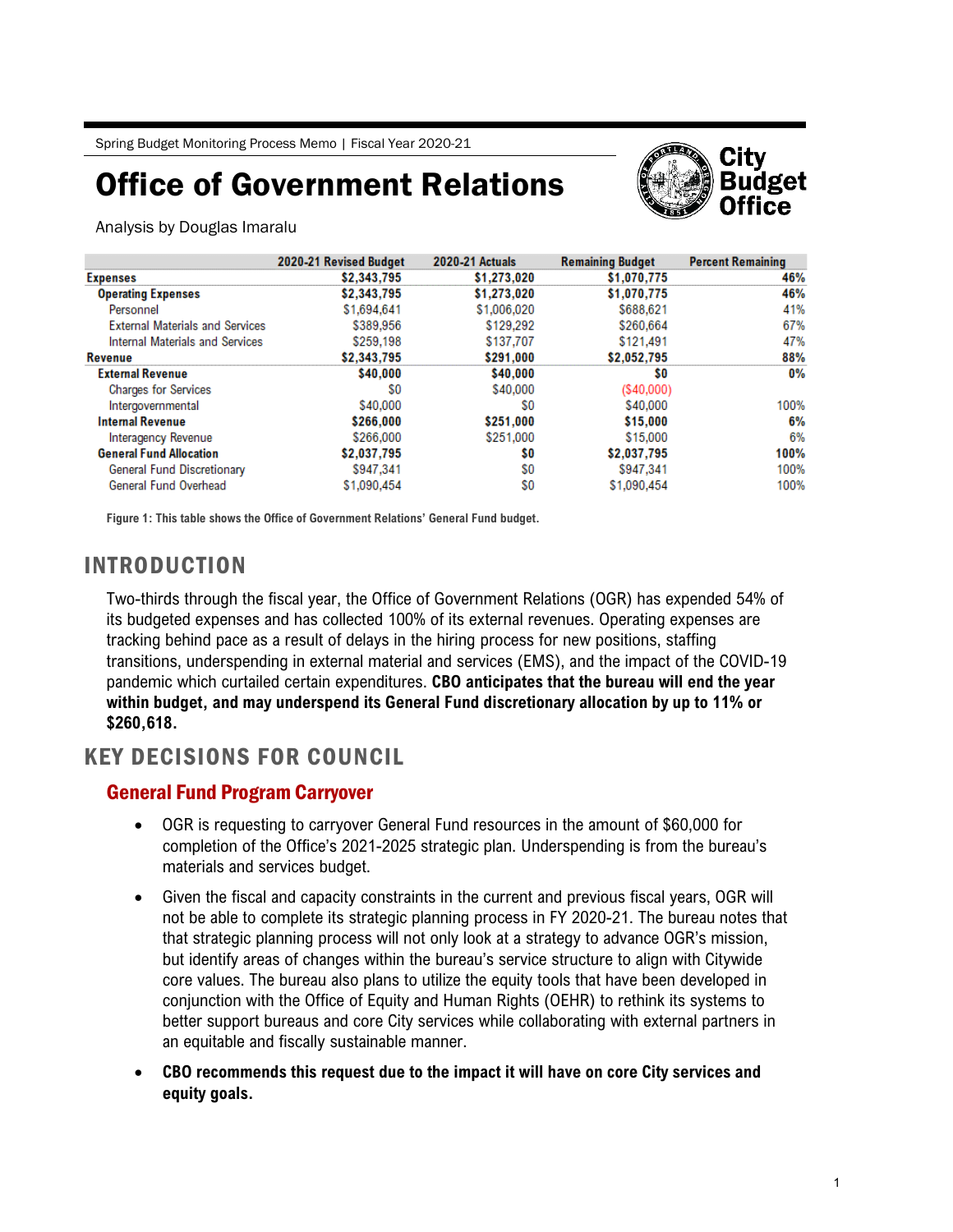Spring Budget Monitoring Process Memo | Fiscal Year 2020-21

# Office of Government Relations

Analysis by Douglas Imaralu

| | 2020-21 Revised Budget | 2020-21 Actuals | Remaining Budget | Percent Remaining |
|---|---|---|---|---|
| **Expenses** | **$2,343,795** | **$1,273,020** | **$1,070,775** | **46%** |
| **Operating Expenses** | **$2,343,795** | **$1,273,020** | **$1,070,775** | **46%** |
| Personnel | $1,694,641 | $1,006,020 | $688,621 | 41% |
| External Materials and Services | $389,956 | $129,292 | $260,664 | 67% |
| Internal Materials and Services | $259,198 | $137,707 | $121,491 | 47% |
| **Revenue** | **$2,343,795** | **$291,000** | **$2,052,795** | **88%** |
| **External Revenue** | **$40,000** | **$40,000** | **$0** | **0%** |
| Charges for Services | $0 | $40,000 | ($40,000) | |
| Intergovernmental | $40,000 | $0 | $40,000 | 100% |
| **Internal Revenue** | **$266,000** | **$251,000** | **$15,000** | **6%** |
| Interagency Revenue | $266,000 | $251,000 | $15,000 | 6% |
| **General Fund Allocation** | **$2,037,795** | **$0** | **$2,037,795** | **100%** |
| General Fund Discretionary | $947,341 | $0 | $947,341 | 100% |
| General Fund Overhead | $1,090,454 | $0 | $1,090,454 | 100% |

**Figure 1: This table shows the Office of Government Relations' General Fund budget.**

## INTRODUCTION

Two-thirds through the fiscal year, the Office of Government Relations (OGR) has expended 54% of its budgeted expenses and has collected 100% of its external revenues. Operating expenses are tracking behind pace as a result of delays in the hiring process for new positions, staffing transitions, underspending in external material and services (EMS), and the impact of the COVID-19 pandemic which curtailed certain expenditures. **CBO anticipates that the bureau will end the year within budget, and may underspend its General Fund discretionary allocation by up to 11% or $260,618.**

## KEY DECISIONS FOR COUNCIL

### General Fund Program Carryover

- OGR is requesting to carryover General Fund resources in the amount of $60,000 for completion of the Office's 2021-2025 strategic plan. Underspending is from the bureau's materials and services budget.
- Given the fiscal and capacity constraints in the current and previous fiscal years, OGR will not be able to complete its strategic planning process in FY 2020-21. The bureau notes that that strategic planning process will not only look at a strategy to advance OGR's mission, but identify areas of changes within the bureau's service structure to align with Citywide core values. The bureau also plans to utilize the equity tools that have been developed in conjunction with the Office of Equity and Human Rights (OEHR) to rethink its systems to better support bureaus and core City services while collaborating with external partners in an equitable and fiscally sustainable manner.
- **CBO recommends this request due to the impact it will have on core City services and equity goals.**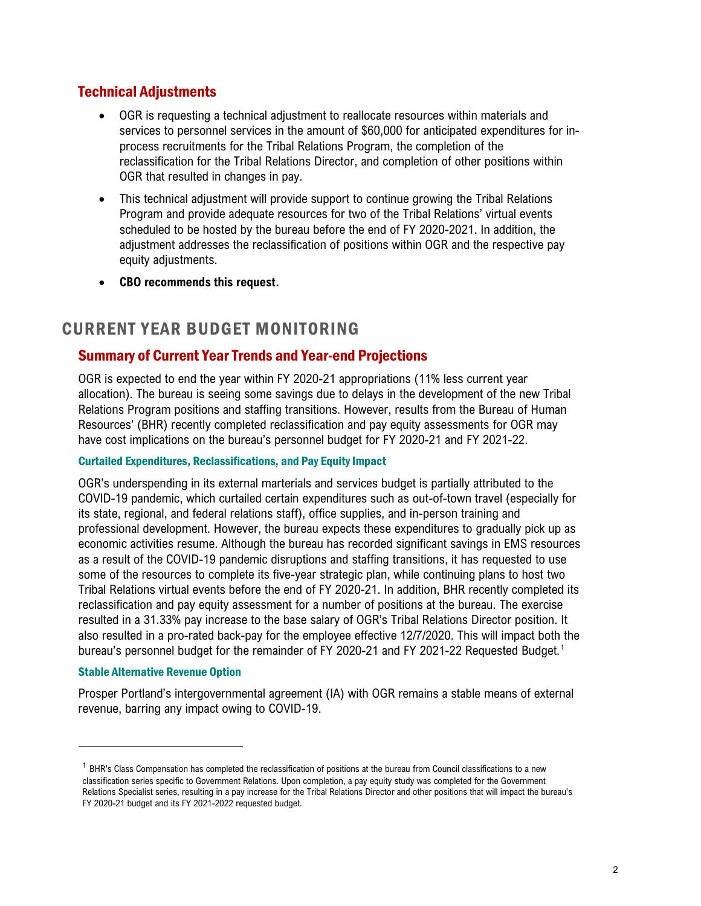## Technical Adjustments

- OGR is requesting a technical adjustment to reallocate resources within materials and services to personnel services in the amount of $60,000 for anticipated expenditures for in-process recruitments for the Tribal Relations Program, the completion of the reclassification for the Tribal Relations Director, and completion of other positions within OGR that resulted in changes in pay.
- This technical adjustment will provide support to continue growing the Tribal Relations Program and provide adequate resources for two of the Tribal Relations' virtual events scheduled to be hosted by the bureau before the end of FY 2020-2021. In addition, the adjustment addresses the reclassification of positions within OGR and the respective pay equity adjustments.
- **CBO recommends this request.**

# CURRENT YEAR BUDGET MONITORING

## Summary of Current Year Trends and Year-end Projections

OGR is expected to end the year within FY 2020-21 appropriations (11% less current year allocation). The bureau is seeing some savings due to delays in the development of the new Tribal Relations Program positions and staffing transitions. However, results from the Bureau of Human Resources' (BHR) recently completed reclassification and pay equity assessments for OGR may have cost implications on the bureau's personnel budget for FY 2020-21 and FY 2021-22.

### Curtailed Expenditures, Reclassifications, and Pay Equity Impact

OGR's underspending in its external marterials and services budget is partially attributed to the COVID-19 pandemic, which curtailed certain expenditures such as out-of-town travel (especially for its state, regional, and federal relations staff), office supplies, and in-person training and professional development. However, the bureau expects these expenditures to gradually pick up as economic activities resume. Although the bureau has recorded significant savings in EMS resources as a result of the COVID-19 pandemic disruptions and staffing transitions, it has requested to use some of the resources to complete its five-year strategic plan, while continuing plans to host two Tribal Relations virtual events before the end of FY 2020-21. In addition, BHR recently completed its reclassification and pay equity assessment for a number of positions at the bureau. The exercise resulted in a 31.33% pay increase to the base salary of OGR's Tribal Relations Director position. It also resulted in a pro-rated back-pay for the employee effective 12/7/2020. This will impact both the bureau's personnel budget for the remainder of FY 2020-21 and FY 2021-22 Requested Budget.[1]

### Stable Alternative Revenue Option

Prosper Portland's intergovernmental agreement (IA) with OGR remains a stable means of external revenue, barring any impact owing to COVID-19.

---

[1] BHR's Class Compensation has completed the reclassification of positions at the bureau from Council classifications to a new classification series specific to Government Relations. Upon completion, a pay equity study was completed for the Government Relations Specialist series, resulting in a pay increase for the Tribal Relations Director and other positions that will impact the bureau's FY 2020-21 budget and its FY 2021-2022 requested budget.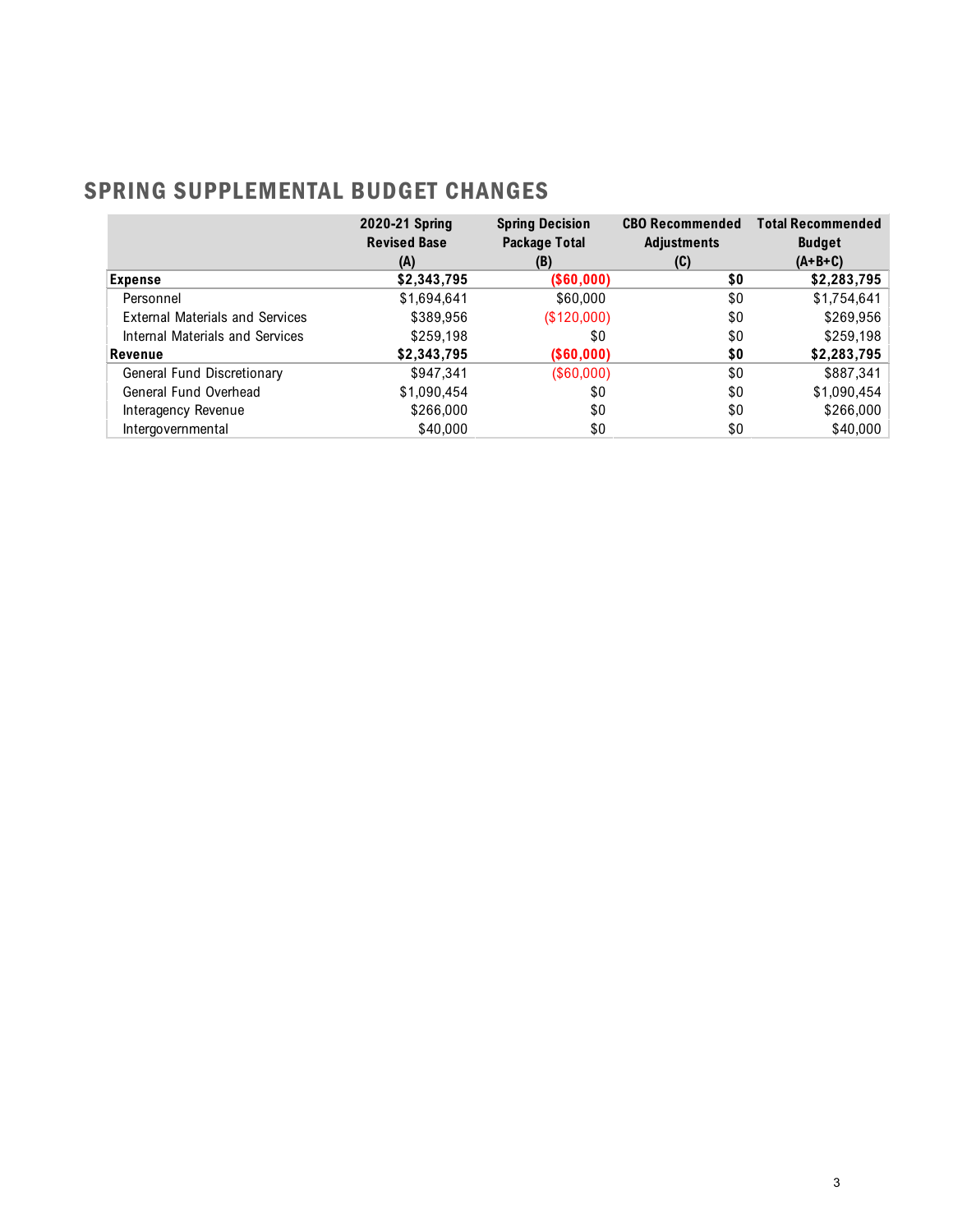## SPRING SUPPLEMENTAL BUDGET CHANGES

| | 2020-21 Spring Revised Base (A) | Spring Decision Package Total (B) | CBO Recommended Adjustments (C) | Total Recommended Budget (A+B+C) |
|---|---|---|---|---|
| **Expense** | **$2,343,795** | **($60,000)** | **$0** | **$2,283,795** |
| Personnel | $1,694,641 | $60,000 | $0 | $1,754,641 |
| External Materials and Services | $389,956 | ($120,000) | $0 | $269,956 |
| Internal Materials and Services | $259,198 | $0 | $0 | $259,198 |
| **Revenue** | **$2,343,795** | **($60,000)** | **$0** | **$2,283,795** |
| General Fund Discretionary | $947,341 | ($60,000) | $0 | $887,341 |
| General Fund Overhead | $1,090,454 | $0 | $0 | $1,090,454 |
| Interagency Revenue | $266,000 | $0 | $0 | $266,000 |
| Intergovernmental | $40,000 | $0 | $0 | $40,000 |